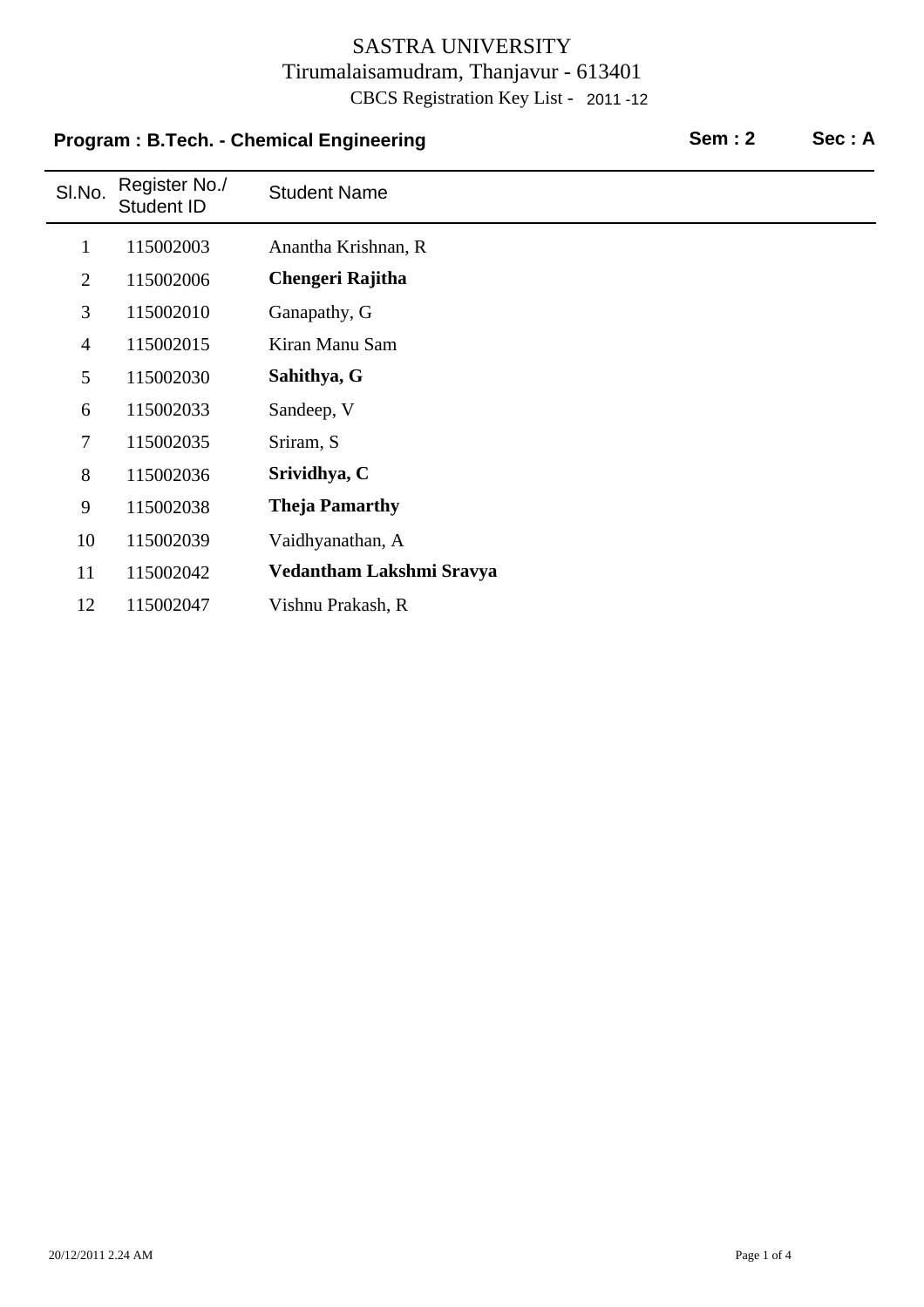# SASTRA UNIVERSITY

Tirumalaisamudram, Thanjavur - 613401

CBCS Registration Key List - 2011 -12

**Program : B.Tech. - Chemical Engineering** **Sem : 2** **Sec : A**

| Sl.No. | Register No./ Student ID | Student Name |
|---|---|---|
| 1 | 115002003 | Anantha Krishnan, R |
| 2 | 115002006 | **Chengeri Rajitha** |
| 3 | 115002010 | Ganapathy, G |
| 4 | 115002015 | Kiran Manu Sam |
| 5 | 115002030 | **Sahithya, G** |
| 6 | 115002033 | Sandeep, V |
| 7 | 115002035 | Sriram, S |
| 8 | 115002036 | **Srividhya, C** |
| 9 | 115002038 | **Theja Pamarthy** |
| 10 | 115002039 | Vaidhyanathan, A |
| 11 | 115002042 | **Vedantham Lakshmi Sravya** |
| 12 | 115002047 | Vishnu Prakash, R |

20/12/2011 2.24 AM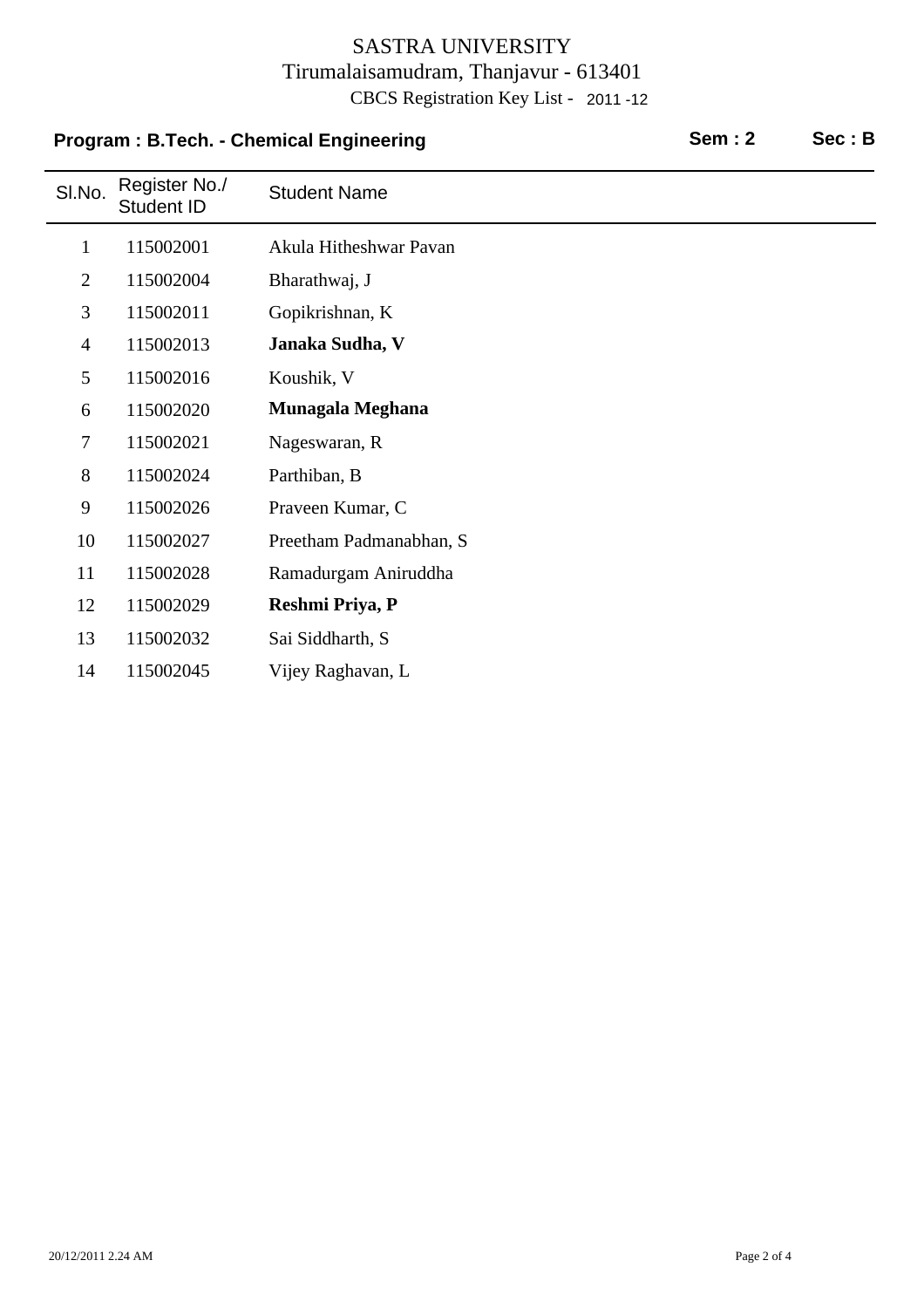# SASTRA UNIVERSITY

Tirumalaisamudram, Thanjavur - 613401

CBCS Registration Key List - 2011 -12

**Program : B.Tech. - Chemical Engineering** **Sem : 2** **Sec : B**

| Sl.No. | Register No./ Student ID | Student Name |
|---|---|---|
| 1 | 115002001 | Akula Hitheshwar Pavan |
| 2 | 115002004 | Bharathwaj, J |
| 3 | 115002011 | Gopikrishnan, K |
| 4 | 115002013 | **Janaka Sudha, V** |
| 5 | 115002016 | Koushik, V |
| 6 | 115002020 | **Munagala Meghana** |
| 7 | 115002021 | Nageswaran, R |
| 8 | 115002024 | Parthiban, B |
| 9 | 115002026 | Praveen Kumar, C |
| 10 | 115002027 | Preetham Padmanabhan, S |
| 11 | 115002028 | Ramadurgam Aniruddha |
| 12 | 115002029 | **Reshmi Priya, P** |
| 13 | 115002032 | Sai Siddharth, S |
| 14 | 115002045 | Vijey Raghavan, L |

20/12/2011 2.24 AM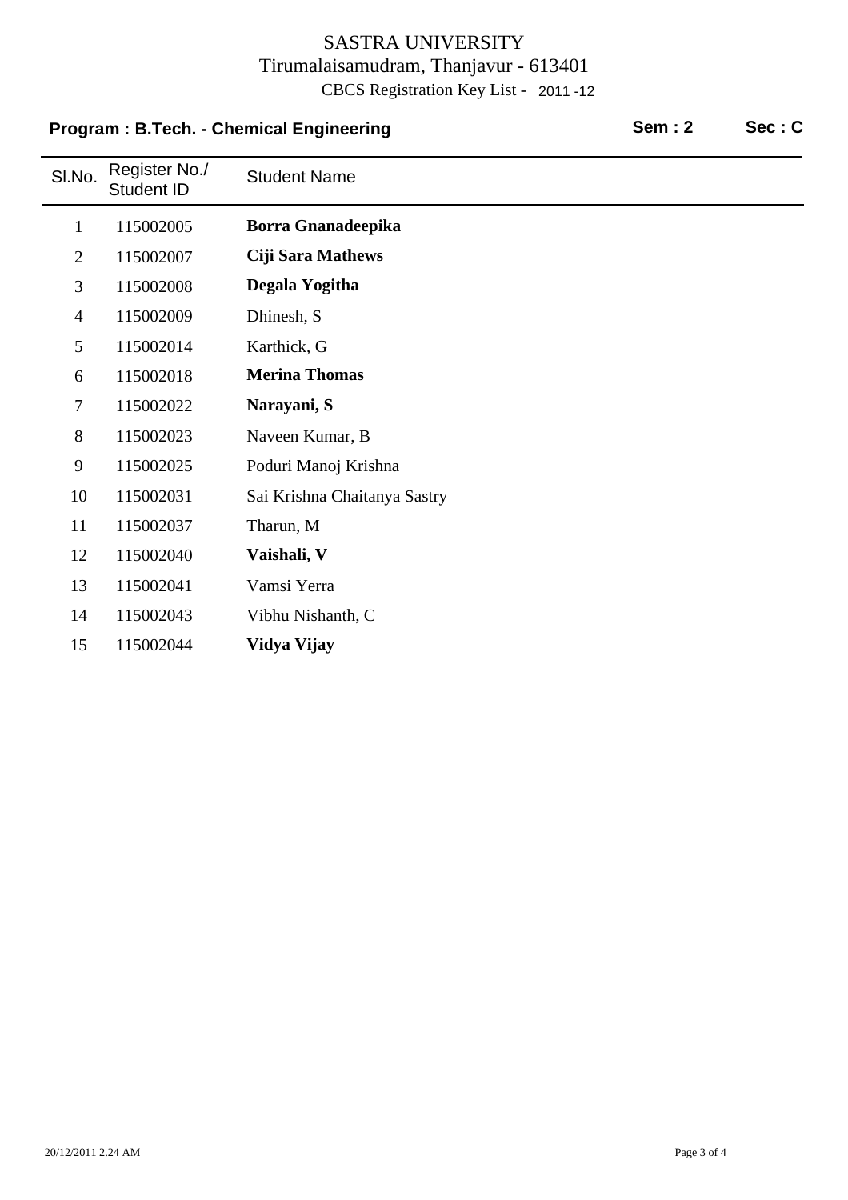# SASTRA UNIVERSITY

Tirumalaisamudram, Thanjavur - 613401

CBCS Registration Key List - 2011 -12

**Program : B.Tech. - Chemical Engineering** **Sem : 2** **Sec : C**

| Sl.No. | Register No./ Student ID | Student Name |
|---|---|---|
| 1 | 115002005 | **Borra Gnanadeepika** |
| 2 | 115002007 | **Ciji Sara Mathews** |
| 3 | 115002008 | **Degala Yogitha** |
| 4 | 115002009 | Dhinesh, S |
| 5 | 115002014 | Karthick, G |
| 6 | 115002018 | **Merina Thomas** |
| 7 | 115002022 | **Narayani, S** |
| 8 | 115002023 | Naveen Kumar, B |
| 9 | 115002025 | Poduri Manoj Krishna |
| 10 | 115002031 | Sai Krishna Chaitanya Sastry |
| 11 | 115002037 | Tharun, M |
| 12 | 115002040 | **Vaishali, V** |
| 13 | 115002041 | Vamsi Yerra |
| 14 | 115002043 | Vibhu Nishanth, C |
| 15 | 115002044 | **Vidya Vijay** |

20/12/2011 2.24 AM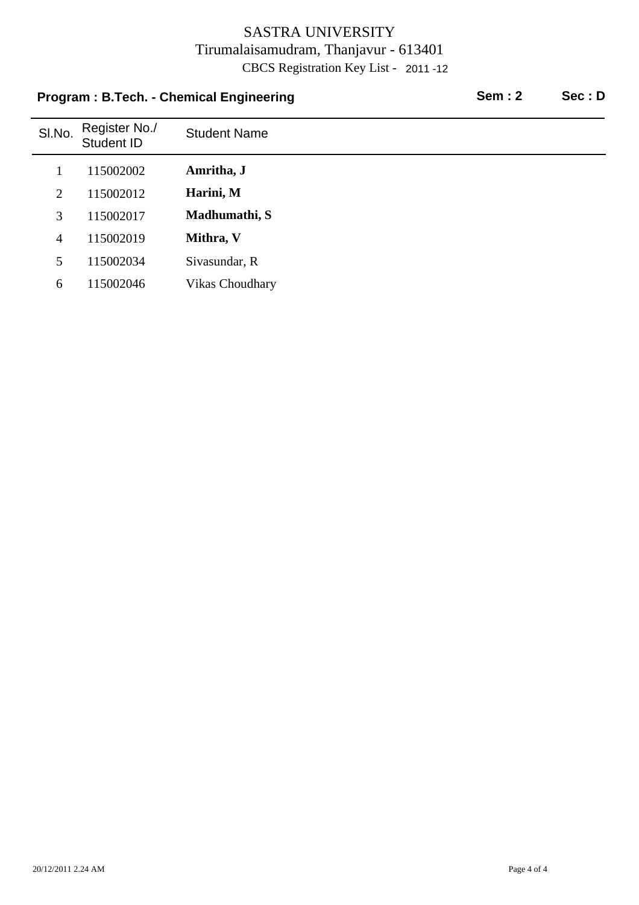# SASTRA UNIVERSITY

Tirumalaisamudram, Thanjavur - 613401

CBCS Registration Key List - 2011 -12

**Program : B.Tech. - Chemical Engineering** **Sem : 2** **Sec : D**

| Sl.No. | Register No./ Student ID | Student Name |
|---|---|---|
| 1 | 115002002 | **Amritha, J** |
| 2 | 115002012 | **Harini, M** |
| 3 | 115002017 | **Madhumathi, S** |
| 4 | 115002019 | **Mithra, V** |
| 5 | 115002034 | Sivasundar, R |
| 6 | 115002046 | Vikas Choudhary |

20/12/2011 2.24 AM